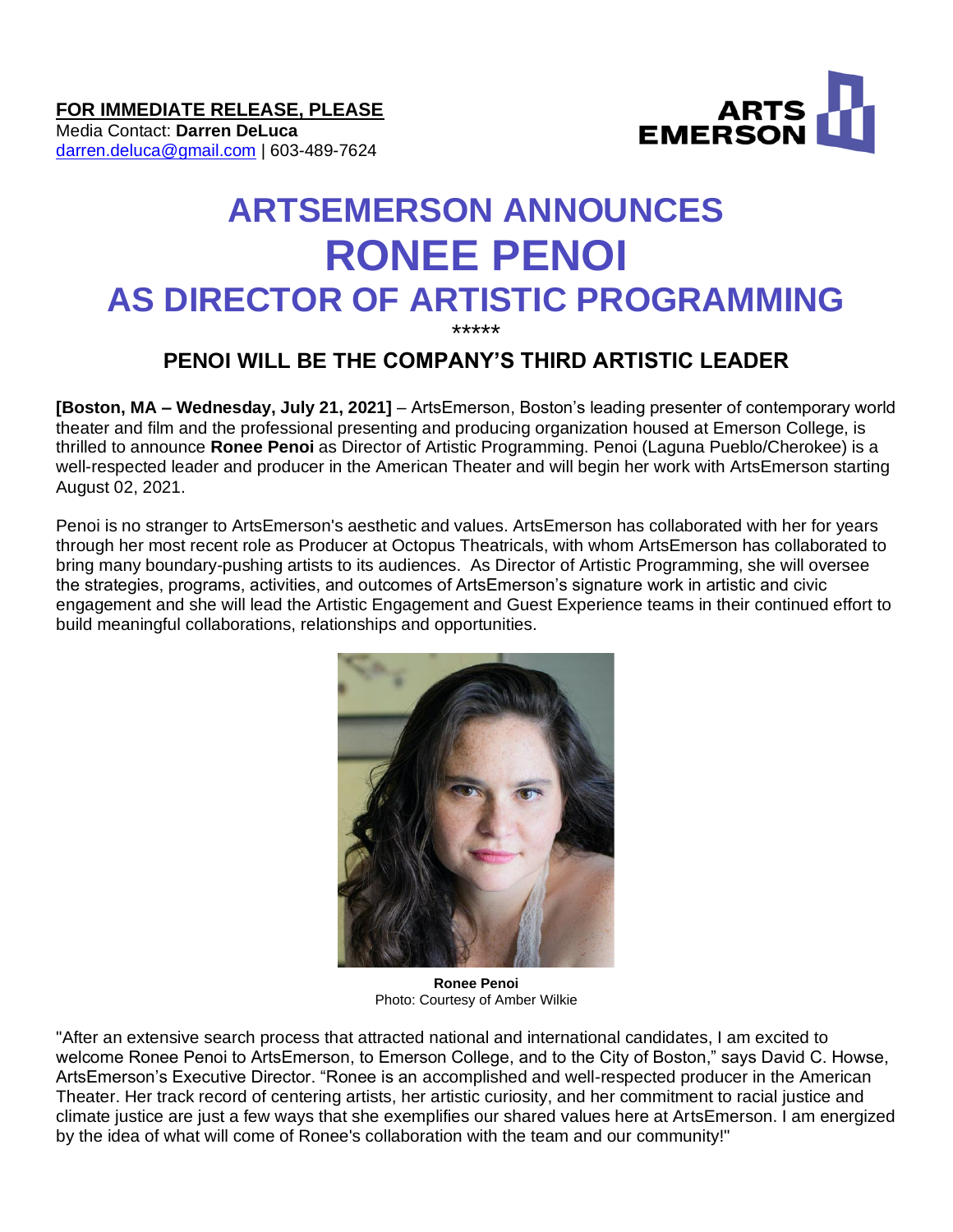**FOR IMMEDIATE RELEASE, PLEASE**
Media Contact: **Darren DeLuca**
darren.deluca@gmail.com | 603-489-7624

# ARTSEMERSON ANNOUNCES RONEE PENOI AS DIRECTOR OF ARTISTIC PROGRAMMING

\*\*\*\*\*

## PENOI WILL BE THE COMPANY'S THIRD ARTISTIC LEADER

**[Boston, MA – Wednesday, July 21, 2021]** – ArtsEmerson, Boston's leading presenter of contemporary world theater and film and the professional presenting and producing organization housed at Emerson College, is thrilled to announce **Ronee Penoi** as Director of Artistic Programming. Penoi (Laguna Pueblo/Cherokee) is a well-respected leader and producer in the American Theater and will begin her work with ArtsEmerson starting August 02, 2021.

Penoi is no stranger to ArtsEmerson's aesthetic and values. ArtsEmerson has collaborated with her for years through her most recent role as Producer at Octopus Theatricals, with whom ArtsEmerson has collaborated to bring many boundary-pushing artists to its audiences. As Director of Artistic Programming, she will oversee the strategies, programs, activities, and outcomes of ArtsEmerson's signature work in artistic and civic engagement and she will lead the Artistic Engagement and Guest Experience teams in their continued effort to build meaningful collaborations, relationships and opportunities.

**Ronee Penoi**
Photo: Courtesy of Amber Wilkie

"After an extensive search process that attracted national and international candidates, I am excited to welcome Ronee Penoi to ArtsEmerson, to Emerson College, and to the City of Boston," says David C. Howse, ArtsEmerson's Executive Director. "Ronee is an accomplished and well-respected producer in the American Theater. Her track record of centering artists, her artistic curiosity, and her commitment to racial justice and climate justice are just a few ways that she exemplifies our shared values here at ArtsEmerson. I am energized by the idea of what will come of Ronee's collaboration with the team and our community!"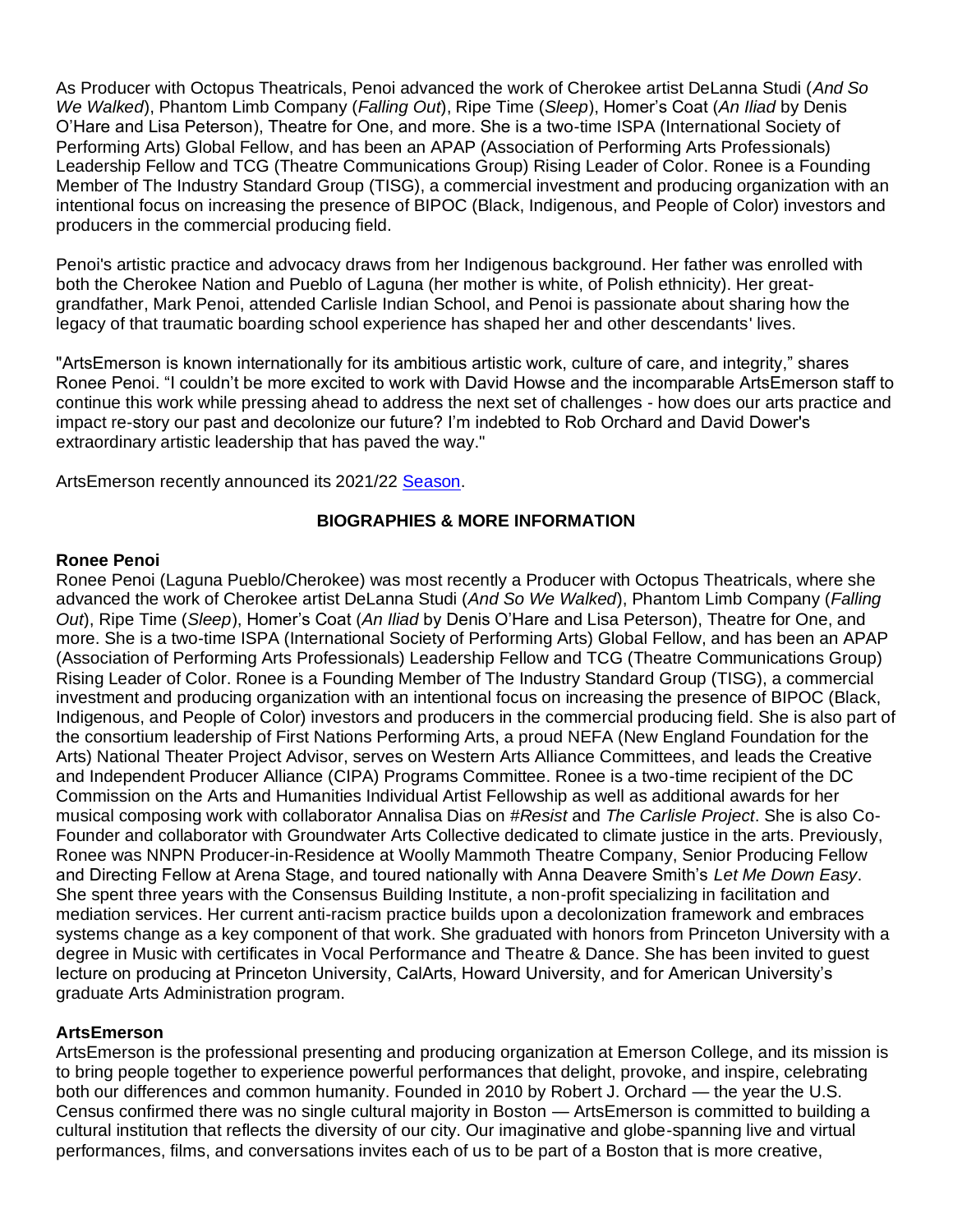As Producer with Octopus Theatricals, Penoi advanced the work of Cherokee artist DeLanna Studi (*And So We Walked*), Phantom Limb Company (*Falling Out*), Ripe Time (*Sleep*), Homer's Coat (*An Iliad* by Denis O'Hare and Lisa Peterson), Theatre for One, and more. She is a two-time ISPA (International Society of Performing Arts) Global Fellow, and has been an APAP (Association of Performing Arts Professionals) Leadership Fellow and TCG (Theatre Communications Group) Rising Leader of Color. Ronee is a Founding Member of The Industry Standard Group (TISG), a commercial investment and producing organization with an intentional focus on increasing the presence of BIPOC (Black, Indigenous, and People of Color) investors and producers in the commercial producing field.

Penoi's artistic practice and advocacy draws from her Indigenous background. Her father was enrolled with both the Cherokee Nation and Pueblo of Laguna (her mother is white, of Polish ethnicity). Her great-grandfather, Mark Penoi, attended Carlisle Indian School, and Penoi is passionate about sharing how the legacy of that traumatic boarding school experience has shaped her and other descendants' lives.

"ArtsEmerson is known internationally for its ambitious artistic work, culture of care, and integrity," shares Ronee Penoi. "I couldn't be more excited to work with David Howse and the incomparable ArtsEmerson staff to continue this work while pressing ahead to address the next set of challenges - how does our arts practice and impact re-story our past and decolonize our future? I'm indebted to Rob Orchard and David Dower's extraordinary artistic leadership that has paved the way."

ArtsEmerson recently announced its 2021/22 Season.

**BIOGRAPHIES & MORE INFORMATION**

**Ronee Penoi**

Ronee Penoi (Laguna Pueblo/Cherokee) was most recently a Producer with Octopus Theatricals, where she advanced the work of Cherokee artist DeLanna Studi (*And So We Walked*), Phantom Limb Company (*Falling Out*), Ripe Time (*Sleep*), Homer's Coat (*An Iliad* by Denis O'Hare and Lisa Peterson), Theatre for One, and more. She is a two-time ISPA (International Society of Performing Arts) Global Fellow, and has been an APAP (Association of Performing Arts Professionals) Leadership Fellow and TCG (Theatre Communications Group) Rising Leader of Color. Ronee is a Founding Member of The Industry Standard Group (TISG), a commercial investment and producing organization with an intentional focus on increasing the presence of BIPOC (Black, Indigenous, and People of Color) investors and producers in the commercial producing field. She is also part of the consortium leadership of First Nations Performing Arts, a proud NEFA (New England Foundation for the Arts) National Theater Project Advisor, serves on Western Arts Alliance Committees, and leads the Creative and Independent Producer Alliance (CIPA) Programs Committee. Ronee is a two-time recipient of the DC Commission on the Arts and Humanities Individual Artist Fellowship as well as additional awards for her musical composing work with collaborator Annalisa Dias on *#Resist* and *The Carlisle Project*. She is also Co-Founder and collaborator with Groundwater Arts Collective dedicated to climate justice in the arts. Previously, Ronee was NNPN Producer-in-Residence at Woolly Mammoth Theatre Company, Senior Producing Fellow and Directing Fellow at Arena Stage, and toured nationally with Anna Deavere Smith's *Let Me Down Easy*. She spent three years with the Consensus Building Institute, a non-profit specializing in facilitation and mediation services. Her current anti-racism practice builds upon a decolonization framework and embraces systems change as a key component of that work. She graduated with honors from Princeton University with a degree in Music with certificates in Vocal Performance and Theatre & Dance. She has been invited to guest lecture on producing at Princeton University, CalArts, Howard University, and for American University's graduate Arts Administration program.

**ArtsEmerson**

ArtsEmerson is the professional presenting and producing organization at Emerson College, and its mission is to bring people together to experience powerful performances that delight, provoke, and inspire, celebrating both our differences and common humanity. Founded in 2010 by Robert J. Orchard — the year the U.S. Census confirmed there was no single cultural majority in Boston — ArtsEmerson is committed to building a cultural institution that reflects the diversity of our city. Our imaginative and globe-spanning live and virtual performances, films, and conversations invites each of us to be part of a Boston that is more creative,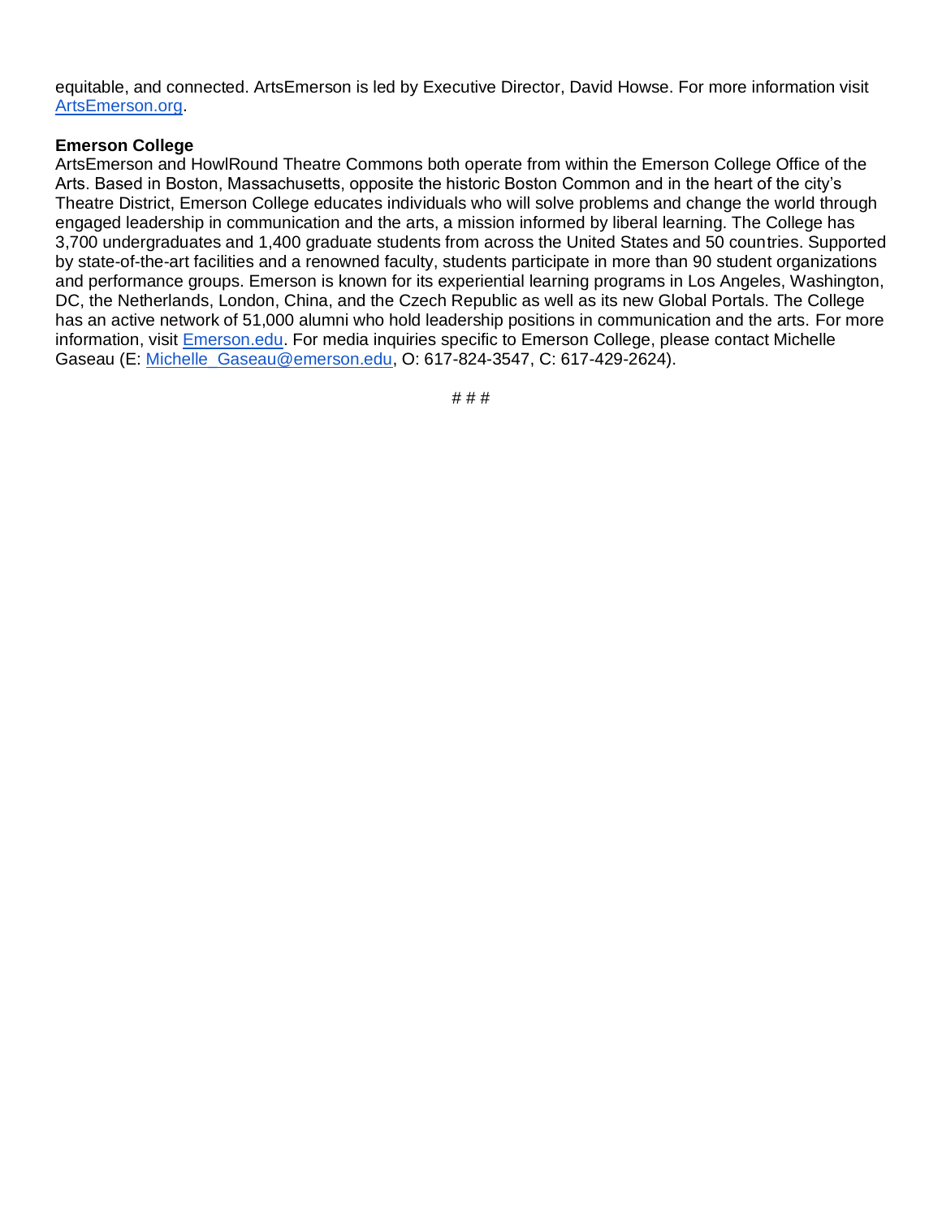equitable, and connected. ArtsEmerson is led by Executive Director, David Howse. For more information visit [ArtsEmerson.org](ArtsEmerson.org).

**Emerson College**

ArtsEmerson and HowlRound Theatre Commons both operate from within the Emerson College Office of the Arts. Based in Boston, Massachusetts, opposite the historic Boston Common and in the heart of the city's Theatre District, Emerson College educates individuals who will solve problems and change the world through engaged leadership in communication and the arts, a mission informed by liberal learning. The College has 3,700 undergraduates and 1,400 graduate students from across the United States and 50 countries. Supported by state-of-the-art facilities and a renowned faculty, students participate in more than 90 student organizations and performance groups. Emerson is known for its experiential learning programs in Los Angeles, Washington, DC, the Netherlands, London, China, and the Czech Republic as well as its new Global Portals. The College has an active network of 51,000 alumni who hold leadership positions in communication and the arts. For more information, visit [Emerson.edu](Emerson.edu). For media inquiries specific to Emerson College, please contact Michelle Gaseau (E: Michelle_Gaseau@emerson.edu, O: 617-824-3547, C: 617-429-2624).

# # #